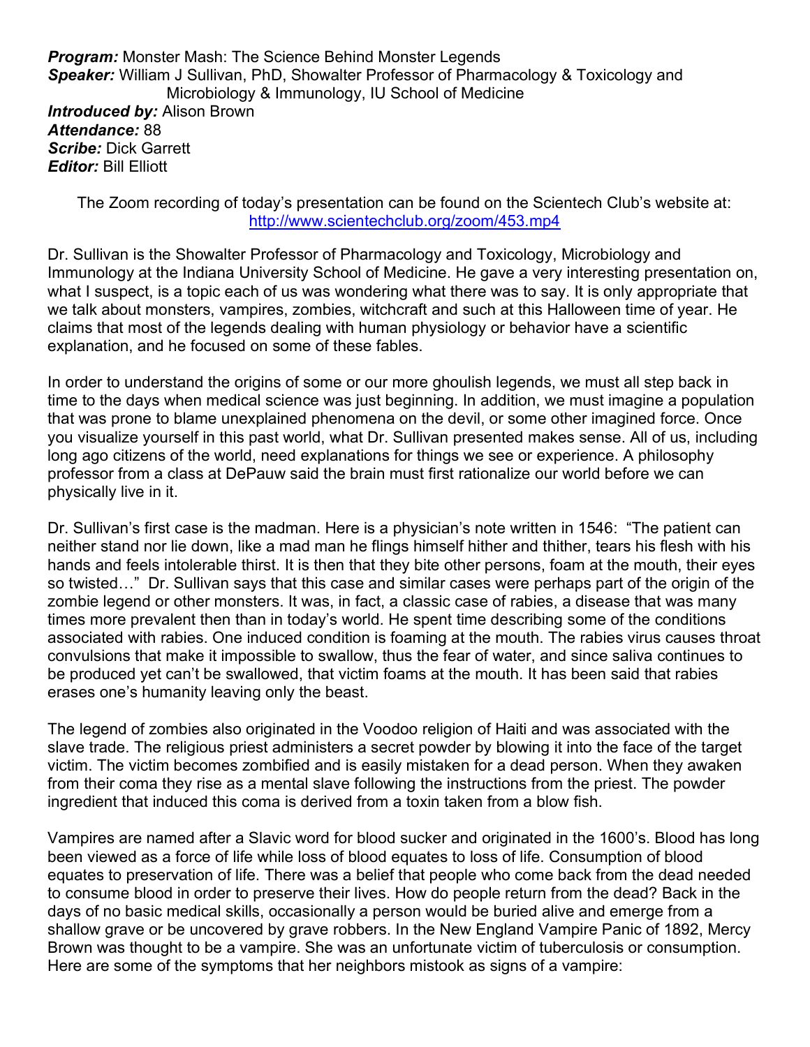***Program:*** Monster Mash: The Science Behind Monster Legends
***Speaker:*** William J Sullivan, PhD, Showalter Professor of Pharmacology & Toxicology and Microbiology & Immunology, IU School of Medicine
***Introduced by:*** Alison Brown
***Attendance:*** 88
***Scribe:*** Dick Garrett
***Editor:*** Bill Elliott

The Zoom recording of today's presentation can be found on the Scientech Club's website at: [http://www.scientechclub.org/zoom/453.mp4](http://www.scientechclub.org/zoom/453.mp4)

Dr. Sullivan is the Showalter Professor of Pharmacology and Toxicology, Microbiology and Immunology at the Indiana University School of Medicine. He gave a very interesting presentation on, what I suspect, is a topic each of us was wondering what there was to say. It is only appropriate that we talk about monsters, vampires, zombies, witchcraft and such at this Halloween time of year. He claims that most of the legends dealing with human physiology or behavior have a scientific explanation, and he focused on some of these fables.

In order to understand the origins of some or our more ghoulish legends, we must all step back in time to the days when medical science was just beginning. In addition, we must imagine a population that was prone to blame unexplained phenomena on the devil, or some other imagined force. Once you visualize yourself in this past world, what Dr. Sullivan presented makes sense. All of us, including long ago citizens of the world, need explanations for things we see or experience. A philosophy professor from a class at DePauw said the brain must first rationalize our world before we can physically live in it.

Dr. Sullivan's first case is the madman. Here is a physician's note written in 1546: "The patient can neither stand nor lie down, like a mad man he flings himself hither and thither, tears his flesh with his hands and feels intolerable thirst. It is then that they bite other persons, foam at the mouth, their eyes so twisted…" Dr. Sullivan says that this case and similar cases were perhaps part of the origin of the zombie legend or other monsters. It was, in fact, a classic case of rabies, a disease that was many times more prevalent then than in today's world. He spent time describing some of the conditions associated with rabies. One induced condition is foaming at the mouth. The rabies virus causes throat convulsions that make it impossible to swallow, thus the fear of water, and since saliva continues to be produced yet can't be swallowed, that victim foams at the mouth. It has been said that rabies erases one's humanity leaving only the beast.

The legend of zombies also originated in the Voodoo religion of Haiti and was associated with the slave trade. The religious priest administers a secret powder by blowing it into the face of the target victim. The victim becomes zombified and is easily mistaken for a dead person. When they awaken from their coma they rise as a mental slave following the instructions from the priest. The powder ingredient that induced this coma is derived from a toxin taken from a blow fish.

Vampires are named after a Slavic word for blood sucker and originated in the 1600's. Blood has long been viewed as a force of life while loss of blood equates to loss of life. Consumption of blood equates to preservation of life. There was a belief that people who come back from the dead needed to consume blood in order to preserve their lives. How do people return from the dead? Back in the days of no basic medical skills, occasionally a person would be buried alive and emerge from a shallow grave or be uncovered by grave robbers. In the New England Vampire Panic of 1892, Mercy Brown was thought to be a vampire. She was an unfortunate victim of tuberculosis or consumption. Here are some of the symptoms that her neighbors mistook as signs of a vampire: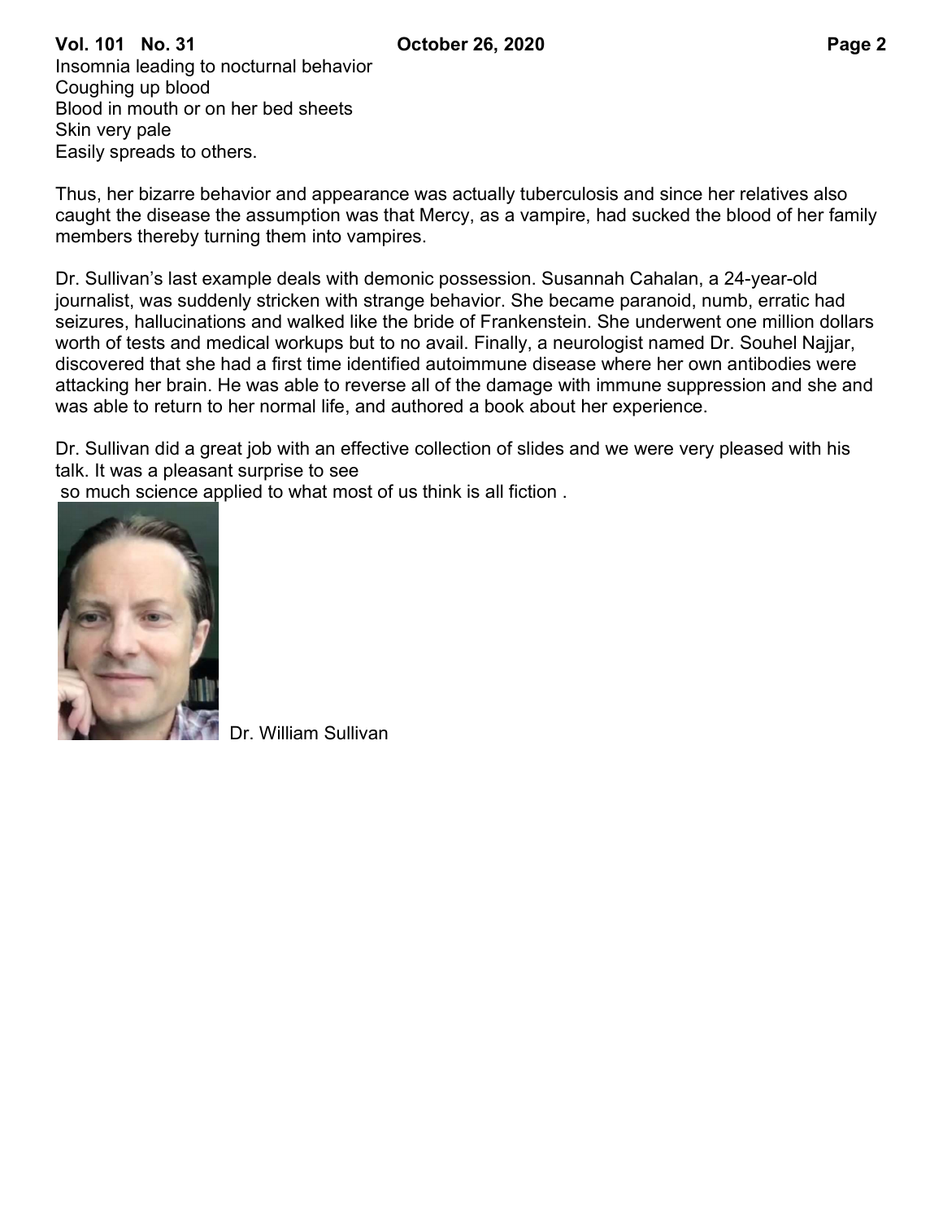Insomnia leading to nocturnal behavior
Coughing up blood
Blood in mouth or on her bed sheets
Skin very pale
Easily spreads to others.

Thus, her bizarre behavior and appearance was actually tuberculosis and since her relatives also caught the disease the assumption was that Mercy, as a vampire, had sucked the blood of her family members thereby turning them into vampires.

Dr. Sullivan's last example deals with demonic possession. Susannah Cahalan, a 24-year-old journalist, was suddenly stricken with strange behavior. She became paranoid, numb, erratic had seizures, hallucinations and walked like the bride of Frankenstein. She underwent one million dollars worth of tests and medical workups but to no avail. Finally, a neurologist named Dr. Souhel Najjar, discovered that she had a first time identified autoimmune disease where her own antibodies were attacking her brain. He was able to reverse all of the damage with immune suppression and she and was able to return to her normal life, and authored a book about her experience.

Dr. Sullivan did a great job with an effective collection of slides and we were very pleased with his talk. It was a pleasant surprise to see so much science applied to what most of us think is all fiction .

Dr. William Sullivan